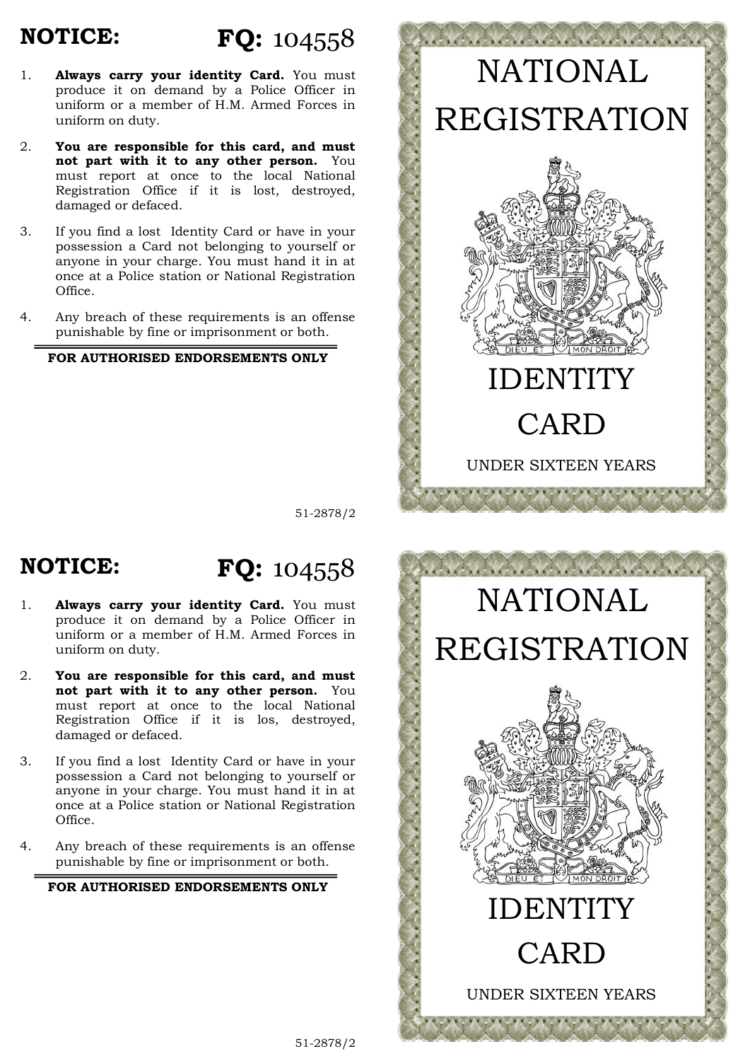**NOTICE:** **FQ:** 104558

1. **Always carry your identity Card.** You must produce it on demand by a Police Officer in uniform or a member of H.M. Armed Forces in uniform on duty.
2. **You are responsible for this card, and must not part with it to any other person.** You must report at once to the local National Registration Office if it is lost, destroyed, damaged or defaced.
3. If you find a lost Identity Card or have in your possession a Card not belonging to yourself or anyone in your charge. You must hand it in at once at a Police station or National Registration Office.
4. Any breach of these requirements is an offense punishable by fine or imprisonment or both.

**FOR AUTHORISED ENDORSEMENTS ONLY**

51-2878/2

# NATIONAL REGISTRATION

DIEU ET MON DROIT

# IDENTITY CARD

UNDER SIXTEEN YEARS

**NOTICE:** **FQ:** 104558

1. **Always carry your identity Card.** You must produce it on demand by a Police Officer in uniform or a member of H.M. Armed Forces in uniform on duty.
2. **You are responsible for this card, and must not part with it to any other person.** You must report at once to the local National Registration Office if it is los, destroyed, damaged or defaced.
3. If you find a lost Identity Card or have in your possession a Card not belonging to yourself or anyone in your charge. You must hand it in at once at a Police station or National Registration Office.
4. Any breach of these requirements is an offense punishable by fine or imprisonment or both.

**FOR AUTHORISED ENDORSEMENTS ONLY**

51-2878/2

# NATIONAL REGISTRATION

DIEU ET MON DROIT

# IDENTITY CARD

UNDER SIXTEEN YEARS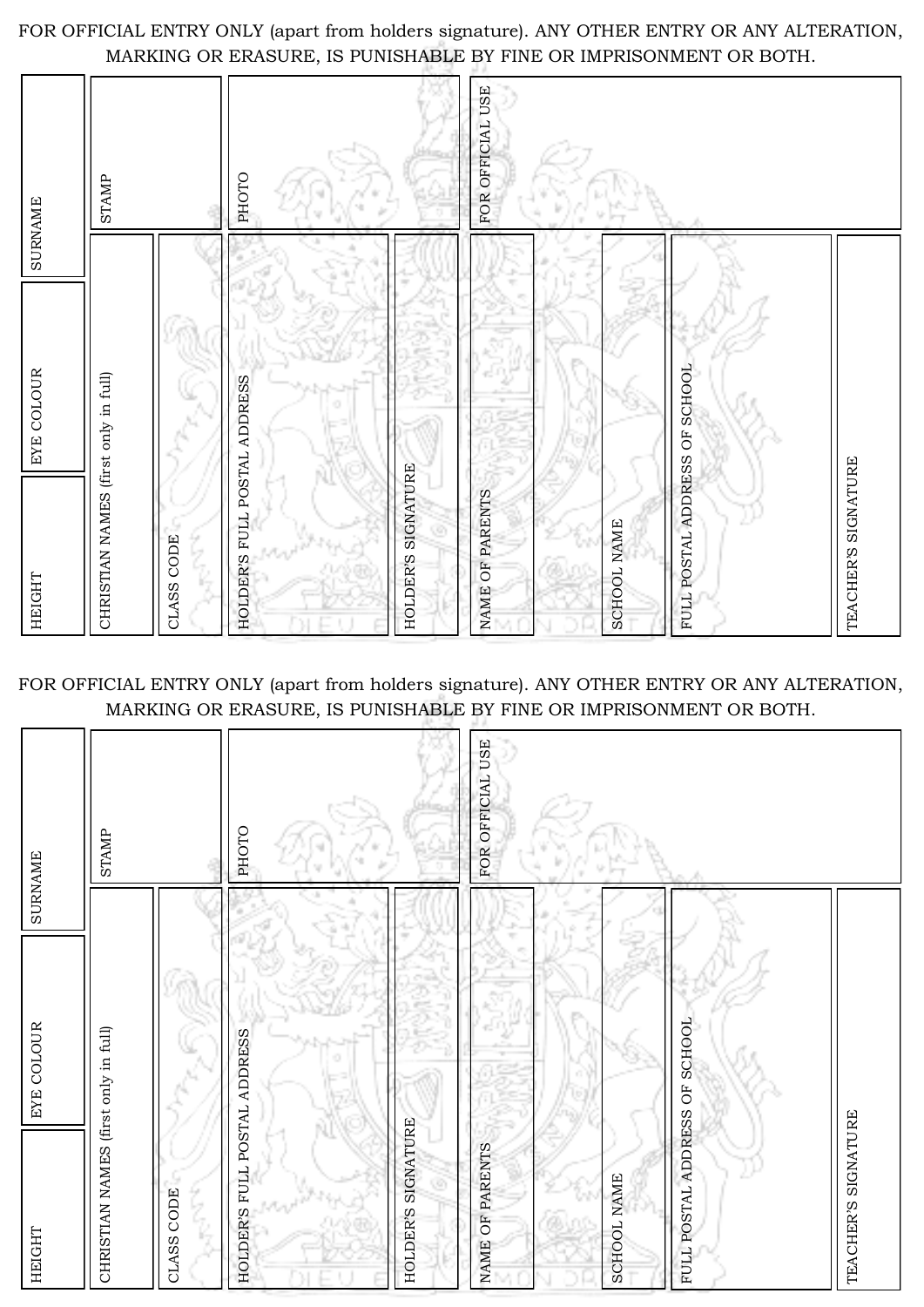FOR OFFICIAL ENTRY ONLY (apart from holders signature). ANY OTHER ENTRY OR ANY ALTERATION, MARKING OR ERASURE, IS PUNISHABLE BY FINE OR IMPRISONMENT OR BOTH.

SURNAME

EYE COLOUR

HEIGHT

STAMP

CHRISTIAN NAMES (first only in full)

CLASS CODE

PHOTO

HOLDER'S FULL POSTAL ADDRESS

HOLDER'S SIGNATURE

FOR OFFICIAL USE

NAME OF PARENTS

SCHOOL NAME

FULL POSTAL ADDRESS OF SCHOOL

TEACHER'S SIGNATURE

FOR OFFICIAL ENTRY ONLY (apart from holders signature). ANY OTHER ENTRY OR ANY ALTERATION, MARKING OR ERASURE, IS PUNISHABLE BY FINE OR IMPRISONMENT OR BOTH.

SURNAME

EYE COLOUR

HEIGHT

STAMP

CHRISTIAN NAMES (first only in full)

CLASS CODE

PHOTO

HOLDER'S FULL POSTAL ADDRESS

HOLDER'S SIGNATURE

FOR OFFICIAL USE

NAME OF PARENTS

SCHOOL NAME

FULL POSTAL ADDRESS OF SCHOOL

TEACHER'S SIGNATURE